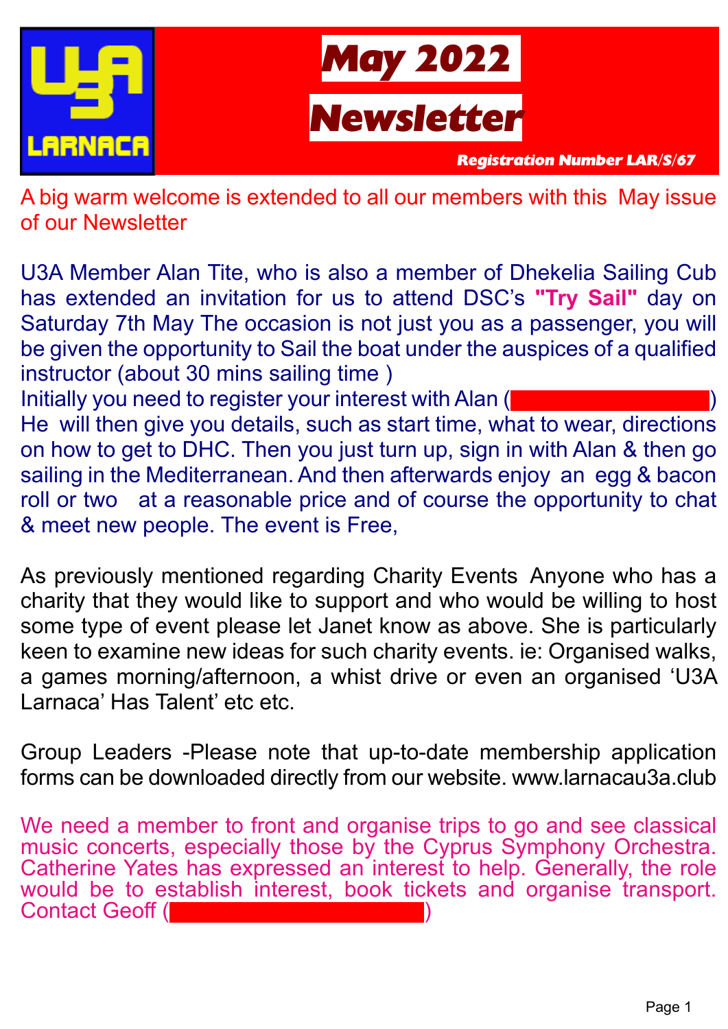U3A LARNACA

# May 2022 Newsletter

***Registration Number LAR/S/67***

A big warm welcome is extended to all our members with this May issue of our Newsletter

U3A Member Alan Tite, who is also a member of Dhekelia Sailing Cub has extended an invitation for us to attend DSC's **"Try Sail"** day on Saturday 7th May The occasion is not just you as a passenger, you will be given the opportunity to Sail the boat under the auspices of a qualified instructor (about 30 mins sailing time )
Initially you need to register your interest with Alan ( ) He will then give you details, such as start time, what to wear, directions on how to get to DHC. Then you just turn up, sign in with Alan & then go sailing in the Mediterranean. And then afterwards enjoy an egg & bacon roll or two at a reasonable price and of course the opportunity to chat & meet new people. The event is Free,

As previously mentioned regarding Charity Events Anyone who has a charity that they would like to support and who would be willing to host some type of event please let Janet know as above. She is particularly keen to examine new ideas for such charity events. ie: Organised walks, a games morning/afternoon, a whist drive or even an organised 'U3A Larnaca' Has Talent' etc etc.

Group Leaders -Please note that up-to-date membership application forms can be downloaded directly from our website. www.larnacau3a.club

We need a member to front and organise trips to go and see classical music concerts, especially those by the Cyprus Symphony Orchestra. Catherine Yates has expressed an interest to help. Generally, the role would be to establish interest, book tickets and organise transport. Contact Geoff ( )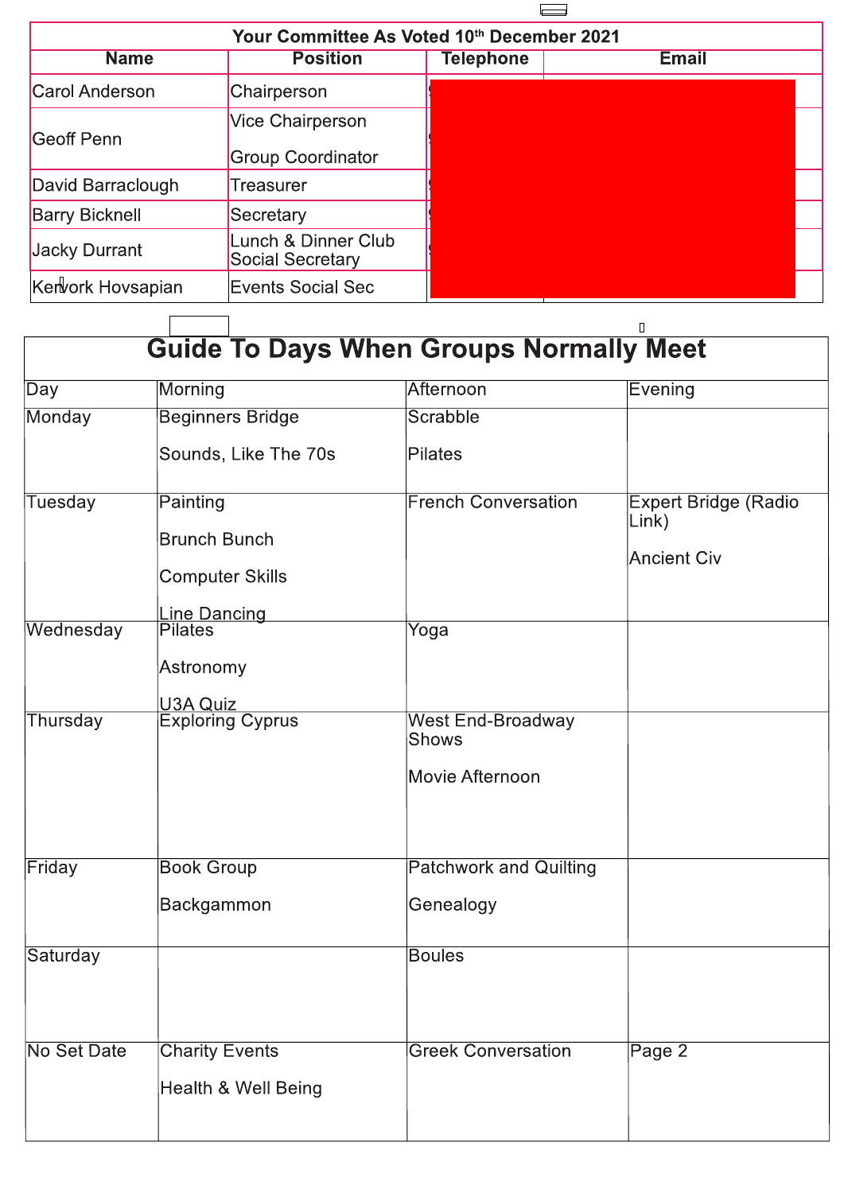| Your Committee As Voted 10th December 2021 | | | |
|---|---|---|---|
| Name | Position | Telephone | Email |
| Carol Anderson | Chairperson | | |
| Geoff Penn | Vice Chairperson<br><br>Group Coordinator | | |
| David Barraclough | Treasurer | | |
| Barry Bicknell | Secretary | | |
| Jacky Durrant | Lunch & Dinner Club Social Secretary | | |
| Kervork Hovsapian | Events Social Sec | | |

# Guide To Days When Groups Normally Meet

| Day | Morning | Afternoon | Evening |
|---|---|---|---|
| Monday | Beginners Bridge<br><br>Sounds, Like The 70s | Scrabble<br><br>Pilates | |
| Tuesday | Painting<br><br>Brunch Bunch<br><br>Computer Skills<br><br>Line Dancing | French Conversation | Expert Bridge (Radio Link)<br><br>Ancient Civ |
| Wednesday | Pilates<br><br>Astronomy<br><br>U3A Quiz | Yoga | |
| Thursday | Exploring Cyprus | West End-Broadway Shows<br><br>Movie Afternoon | |
| Friday | Book Group<br><br>Backgammon | Patchwork and Quilting<br><br>Genealogy | |
| Saturday | | Boules | |
| No Set Date | Charity Events<br><br>Health & Well Being | Greek Conversation | |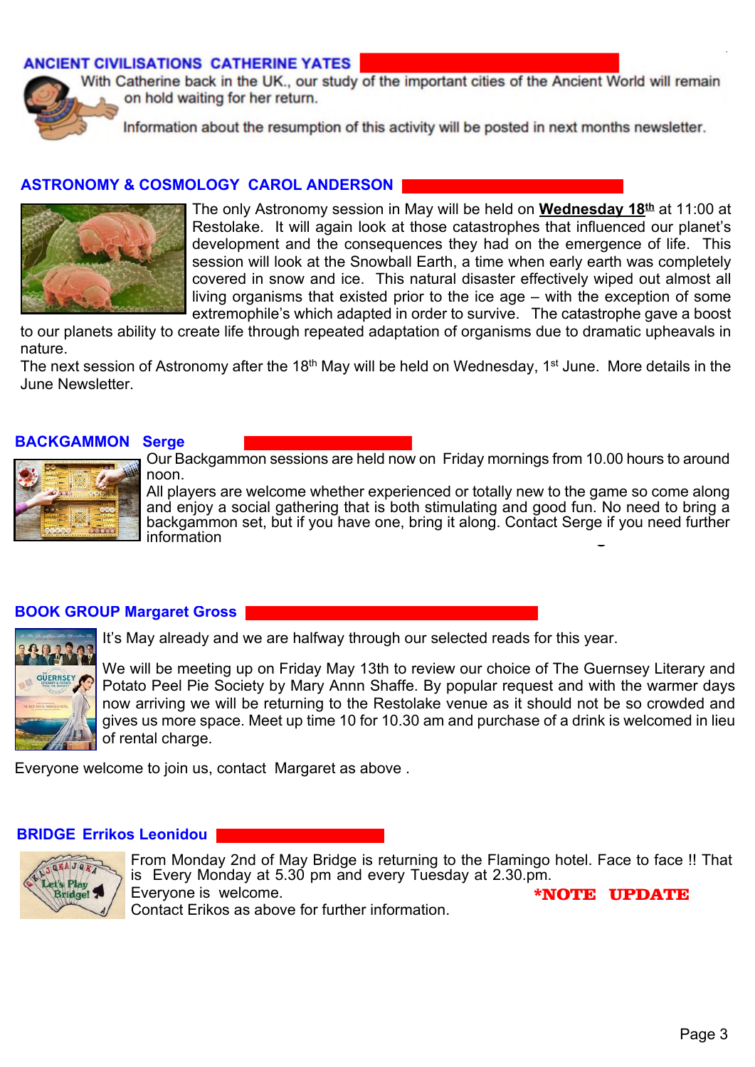## ANCIENT CIVILISATIONS CATHERINE YATES

With Catherine back in the UK., our study of the important cities of the Ancient World will remain on hold waiting for her return.

Information about the resumption of this activity will be posted in next months newsletter.

## ASTRONOMY & COSMOLOGY CAROL ANDERSON

The only Astronomy session in May will be held on **Wednesday 18th** at 11:00 at Restolake. It will again look at those catastrophes that influenced our planet's development and the consequences they had on the emergence of life. This session will look at the Snowball Earth, a time when early earth was completely covered in snow and ice. This natural disaster effectively wiped out almost all living organisms that existed prior to the ice age – with the exception of some extremophile's which adapted in order to survive. The catastrophe gave a boost to our planets ability to create life through repeated adaptation of organisms due to dramatic upheavals in nature.

The next session of Astronomy after the 18th May will be held on Wednesday, 1st June. More details in the June Newsletter.

## BACKGAMMON Serge

Our Backgammon sessions are held now on Friday mornings from 10.00 hours to around noon.

All players are welcome whether experienced or totally new to the game so come along and enjoy a social gathering that is both stimulating and good fun. No need to bring a backgammon set, but if you have one, bring it along. Contact Serge if you need further information

## BOOK GROUP Margaret Gross

It's May already and we are halfway through our selected reads for this year.

We will be meeting up on Friday May 13th to review our choice of The Guernsey Literary and Potato Peel Pie Society by Mary Annn Shaffe. By popular request and with the warmer days now arriving we will be returning to the Restolake venue as it should not be so crowded and gives us more space. Meet up time 10 for 10.30 am and purchase of a drink is welcomed in lieu of rental charge.

Everyone welcome to join us, contact Margaret as above .

## BRIDGE Errikos Leonidou

From Monday 2nd of May Bridge is returning to the Flamingo hotel. Face to face !! That is Every Monday at 5.30 pm and every Tuesday at 2.30.pm.

Everyone is welcome.

**\*NOTE UPDATE**

Contact Erikos as above for further information.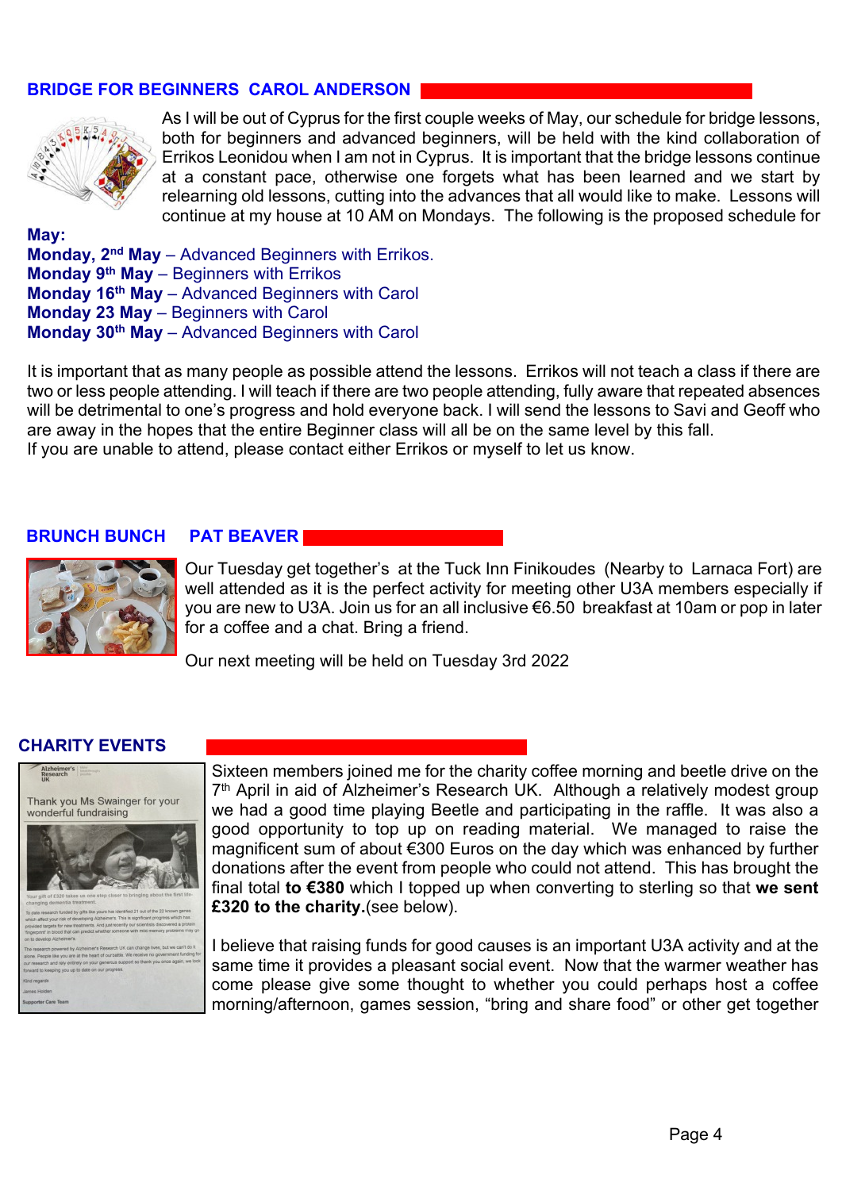## BRIDGE FOR BEGINNERS CAROL ANDERSON

As I will be out of Cyprus for the first couple weeks of May, our schedule for bridge lessons, both for beginners and advanced beginners, will be held with the kind collaboration of Errikos Leonidou when I am not in Cyprus. It is important that the bridge lessons continue at a constant pace, otherwise one forgets what has been learned and we start by relearning old lessons, cutting into the advances that all would like to make. Lessons will continue at my house at 10 AM on Mondays. The following is the proposed schedule for

**May:**

**Monday, 2nd May** – Advanced Beginners with Errikos.
**Monday 9th May** – Beginners with Errikos
**Monday 16th May** – Advanced Beginners with Carol
**Monday 23 May** – Beginners with Carol
**Monday 30th May** – Advanced Beginners with Carol

It is important that as many people as possible attend the lessons. Errikos will not teach a class if there are two or less people attending. I will teach if there are two people attending, fully aware that repeated absences will be detrimental to one's progress and hold everyone back. I will send the lessons to Savi and Geoff who are away in the hopes that the entire Beginner class will all be on the same level by this fall.
If you are unable to attend, please contact either Errikos or myself to let us know.

## BRUNCH BUNCH PAT BEAVER

Our Tuesday get together's at the Tuck Inn Finikoudes (Nearby to Larnaca Fort) are well attended as it is the perfect activity for meeting other U3A members especially if you are new to U3A. Join us for an all inclusive €6.50 breakfast at 10am or pop in later for a coffee and a chat. Bring a friend.

Our next meeting will be held on Tuesday 3rd 2022

## CHARITY EVENTS

Sixteen members joined me for the charity coffee morning and beetle drive on the 7th April in aid of Alzheimer's Research UK. Although a relatively modest group we had a good time playing Beetle and participating in the raffle. It was also a good opportunity to top up on reading material. We managed to raise the magnificent sum of about €300 Euros on the day which was enhanced by further donations after the event from people who could not attend. This has brought the final total **to €380** which I topped up when converting to sterling so that **we sent £320 to the charity.**(see below).

I believe that raising funds for good causes is an important U3A activity and at the same time it provides a pleasant social event. Now that the warmer weather has come please give some thought to whether you could perhaps host a coffee morning/afternoon, games session, "bring and share food" or other get together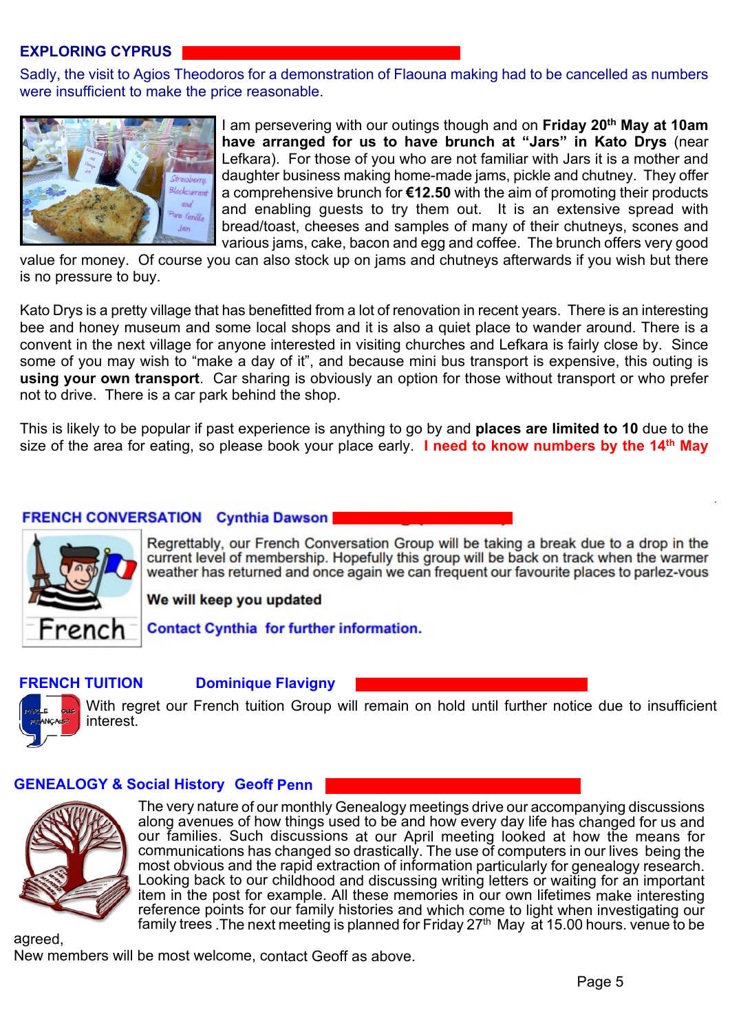## EXPLORING CYPRUS

Sadly, the visit to Agios Theodoros for a demonstration of Flaouna making had to be cancelled as numbers were insufficient to make the price reasonable.

I am persevering with our outings though and on **Friday 20th May at 10am have arranged for us to have brunch at "Jars" in Kato Drys** (near Lefkara). For those of you who are not familiar with Jars it is a mother and daughter business making home-made jams, pickle and chutney. They offer a comprehensive brunch for **€12.50** with the aim of promoting their products and enabling guests to try them out. It is an extensive spread with bread/toast, cheeses and samples of many of their chutneys, scones and various jams, cake, bacon and egg and coffee. The brunch offers very good value for money. Of course you can also stock up on jams and chutneys afterwards if you wish but there is no pressure to buy.

Kato Drys is a pretty village that has benefitted from a lot of renovation in recent years. There is an interesting bee and honey museum and some local shops and it is also a quiet place to wander around. There is a convent in the next village for anyone interested in visiting churches and Lefkara is fairly close by. Since some of you may wish to "make a day of it", and because mini bus transport is expensive, this outing is **using your own transport**. Car sharing is obviously an option for those without transport or who prefer not to drive. There is a car park behind the shop.

This is likely to be popular if past experience is anything to go by and **places are limited to 10** due to the size of the area for eating, so please book your place early. **I need to know numbers by the 14th May**

## FRENCH CONVERSATION Cynthia Dawson

Regrettably, our French Conversation Group will be taking a break due to a drop in the current level of membership. Hopefully this group will be back on track when the warmer weather has returned and once again we can frequent our favourite places to parlez-vous

**We will keep you updated**

**Contact Cynthia for further information.**

## FRENCH TUITION Dominique Flavigny

With regret our French tuition Group will remain on hold until further notice due to insufficient interest.

## GENEALOGY & Social History Geoff Penn

The very nature of our monthly Genealogy meetings drive our accompanying discussions along avenues of how things used to be and how every day life has changed for us and our families. Such discussions at our April meeting looked at how the means for communications has changed so drastically. The use of computers in our lives being the most obvious and the rapid extraction of information particularly for genealogy research. Looking back to our childhood and discussing writing letters or waiting for an important item in the post for example. All these memories in our own lifetimes make interesting reference points for our family histories and which come to light when investigating our family trees .The next meeting is planned for Friday 27th May at 15.00 hours. venue to be agreed,

New members will be most welcome, contact Geoff as above.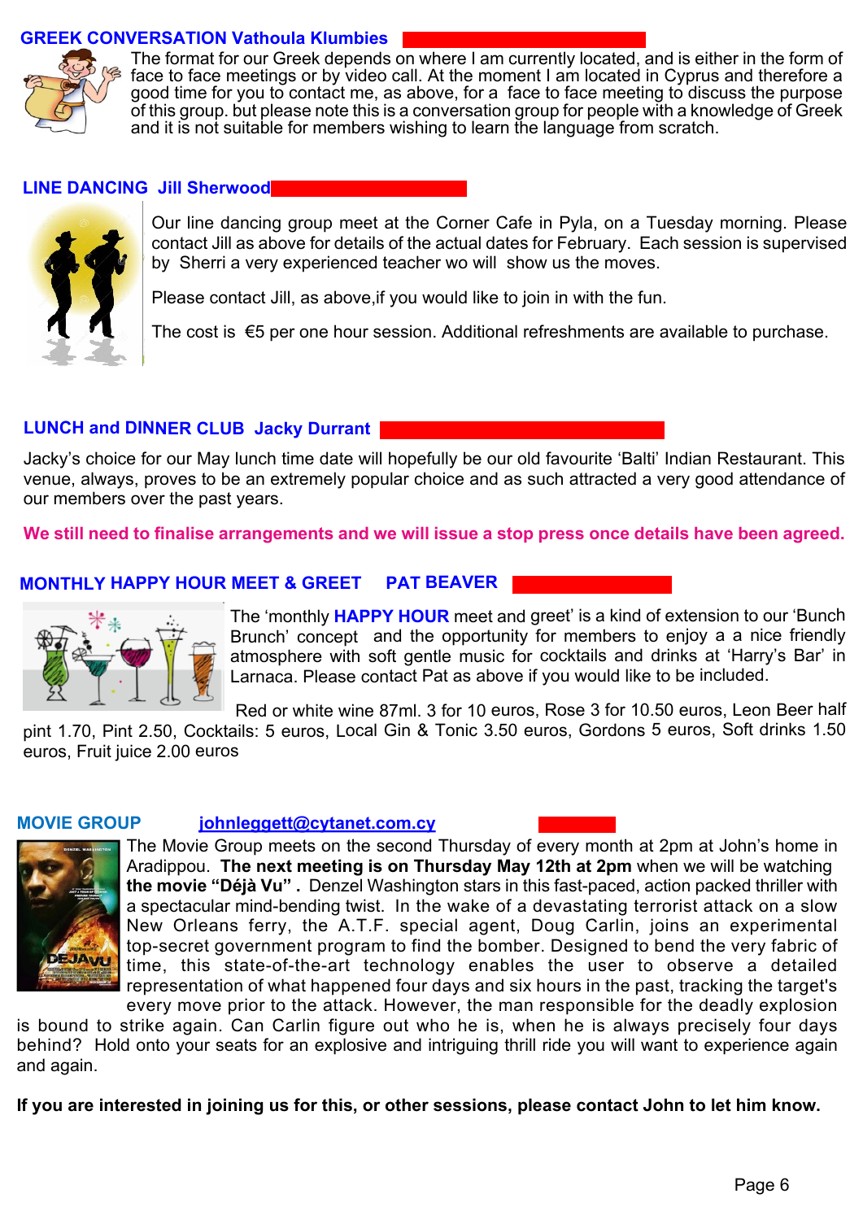## GREEK CONVERSATION Vathoula Klumbies

The format for our Greek depends on where I am currently located, and is either in the form of face to face meetings or by video call. At the moment I am located in Cyprus and therefore a good time for you to contact me, as above, for a face to face meeting to discuss the purpose of this group. but please note this is a conversation group for people with a knowledge of Greek and it is not suitable for members wishing to learn the language from scratch.

## LINE DANCING Jill Sherwood

Our line dancing group meet at the Corner Cafe in Pyla, on a Tuesday morning. Please contact Jill as above for details of the actual dates for February. Each session is supervised by Sherri a very experienced teacher wo will show us the moves.

Please contact Jill, as above,if you would like to join in with the fun.

The cost is €5 per one hour session. Additional refreshments are available to purchase.

## LUNCH and DINNER CLUB Jacky Durrant

Jacky's choice for our May lunch time date will hopefully be our old favourite 'Balti' Indian Restaurant. This venue, always, proves to be an extremely popular choice and as such attracted a very good attendance of our members over the past years.

**We still need to finalise arrangements and we will issue a stop press once details have been agreed.**

## MONTHLY HAPPY HOUR MEET & GREET PAT BEAVER

The 'monthly **HAPPY HOUR** meet and greet' is a kind of extension to our 'Bunch Brunch' concept and the opportunity for members to enjoy a a nice friendly atmosphere with soft gentle music for cocktails and drinks at 'Harry's Bar' in Larnaca. Please contact Pat as above if you would like to be included.

Red or white wine 87ml. 3 for 10 euros, Rose 3 for 10.50 euros, Leon Beer half pint 1.70, Pint 2.50, Cocktails: 5 euros, Local Gin & Tonic 3.50 euros, Gordons 5 euros, Soft drinks 1.50 euros, Fruit juice 2.00 euros

## MOVIE GROUP johnleggett@cytanet.com.cy

The Movie Group meets on the second Thursday of every month at 2pm at John's home in Aradippou. **The next meeting is on Thursday May 12th at 2pm** when we will be watching **the movie "Déjà Vu"**. Denzel Washington stars in this fast-paced, action packed thriller with a spectacular mind-bending twist. In the wake of a devastating terrorist attack on a slow New Orleans ferry, the A.T.F. special agent, Doug Carlin, joins an experimental top-secret government program to find the bomber. Designed to bend the very fabric of time, this state-of-the-art technology enables the user to observe a detailed representation of what happened four days and six hours in the past, tracking the target's every move prior to the attack. However, the man responsible for the deadly explosion is bound to strike again. Can Carlin figure out who he is, when he is always precisely four days behind? Hold onto your seats for an explosive and intriguing thrill ride you will want to experience again and again.

**If you are interested in joining us for this, or other sessions, please contact John to let him know.**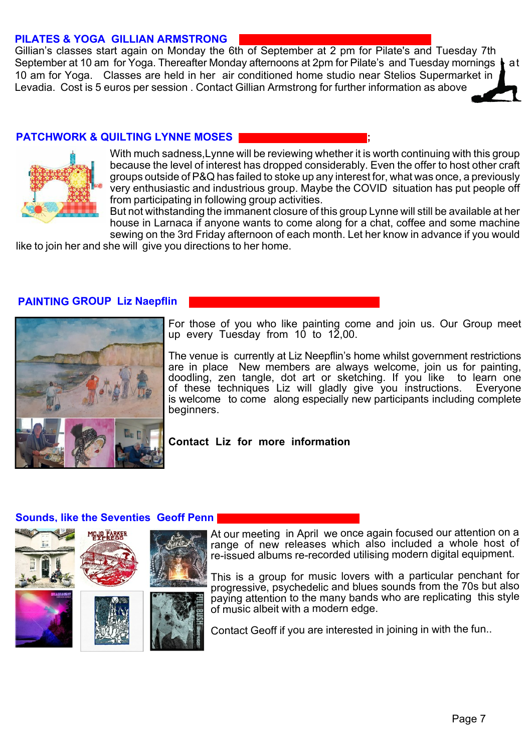## PILATES & YOGA GILLIAN ARMSTRONG

Gillian's classes start again on Monday the 6th of September at 2 pm for Pilate's and Tuesday 7th September at 10 am for Yoga. Thereafter Monday afternoons at 2pm for Pilate's and Tuesday mornings at 10 am for Yoga. Classes are held in her air conditioned home studio near Stelios Supermarket in Levadia. Cost is 5 euros per session . Contact Gillian Armstrong for further information as above

## PATCHWORK & QUILTING LYNNE MOSES ;

With much sadness,Lynne will be reviewing whether it is worth continuing with this group because the level of interest has dropped considerably. Even the offer to host other craft groups outside of P&Q has failed to stoke up any interest for, what was once, a previously very enthusiastic and industrious group. Maybe the COVID situation has put people off from participating in following group activities.

But not withstanding the immanent closure of this group Lynne will still be available at her house in Larnaca if anyone wants to come along for a chat, coffee and some machine sewing on the 3rd Friday afternoon of each month. Let her know in advance if you would like to join her and she will give you directions to her home.

## PAINTING GROUP Liz Naepflin

For those of you who like painting come and join us. Our Group meet up every Tuesday from 10 to 12,00.

The venue is currently at Liz Neepflin's home whilst government restrictions are in place New members are always welcome, join us for painting, doodling, zen tangle, dot art or sketching. If you like to learn one of these techniques Liz will gladly give you instructions. Everyone is welcome to come along especially new participants including complete beginners.

**Contact Liz for more information**

## Sounds, like the Seventies Geoff Penn

At our meeting in April we once again focused our attention on a range of new releases which also included a whole host of re-issued albums re-recorded utilising modern digital equipment.

This is a group for music lovers with a particular penchant for progressive, psychedelic and blues sounds from the 70s but also paying attention to the many bands who are replicating this style of music albeit with a modern edge.

Contact Geoff if you are interested in joining in with the fun..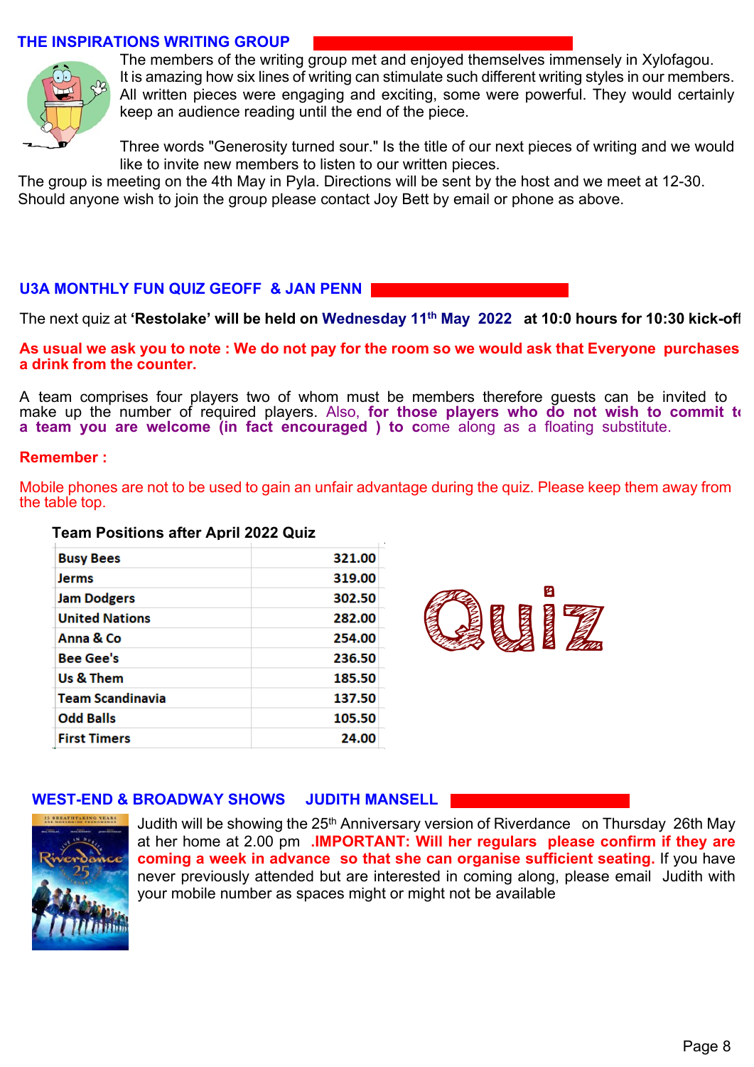## THE INSPIRATIONS WRITING GROUP

The members of the writing group met and enjoyed themselves immensely in Xylofagou. It is amazing how six lines of writing can stimulate such different writing styles in our members. All written pieces were engaging and exciting, some were powerful. They would certainly keep an audience reading until the end of the piece.

Three words "Generosity turned sour." Is the title of our next pieces of writing and we would like to invite new members to listen to our written pieces.

The group is meeting on the 4th May in Pyla. Directions will be sent by the host and we meet at 12-30. Should anyone wish to join the group please contact Joy Bett by email or phone as above.

## U3A MONTHLY FUN QUIZ GEOFF & JAN PENN

The next quiz at **'Restolake' will be held on Wednesday 11th May 2022 at 10:0 hours for 10:30 kick-off**

**As usual we ask you to note : We do not pay for the room so we would ask that Everyone purchases a drink from the counter.**

A team comprises four players two of whom must be members therefore guests can be invited to make up the number of required players. Also, **for those players who do not wish to commit to a team you are welcome (in fact encouraged ) to c**ome along as a floating substitute.

**Remember :**

Mobile phones are not to be used to gain an unfair advantage during the quiz. Please keep them away from the table top.

**Team Positions after April 2022 Quiz**

| | |
|---|---|
| Busy Bees | 321.00 |
| Jerms | 319.00 |
| Jam Dodgers | 302.50 |
| United Nations | 282.00 |
| Anna & Co | 254.00 |
| Bee Gee's | 236.50 |
| Us & Them | 185.50 |
| Team Scandinavia | 137.50 |
| Odd Balls | 105.50 |
| First Timers | 24.00 |

Quiz

## WEST-END & BROADWAY SHOWS JUDITH MANSELL

Judith will be showing the 25th Anniversary version of Riverdance on Thursday 26th May at her home at 2.00 pm .**IMPORTANT: Will her regulars please confirm if they are coming a week in advance so that she can organise sufficient seating.** If you have never previously attended but are interested in coming along, please email Judith with your mobile number as spaces might or might not be available